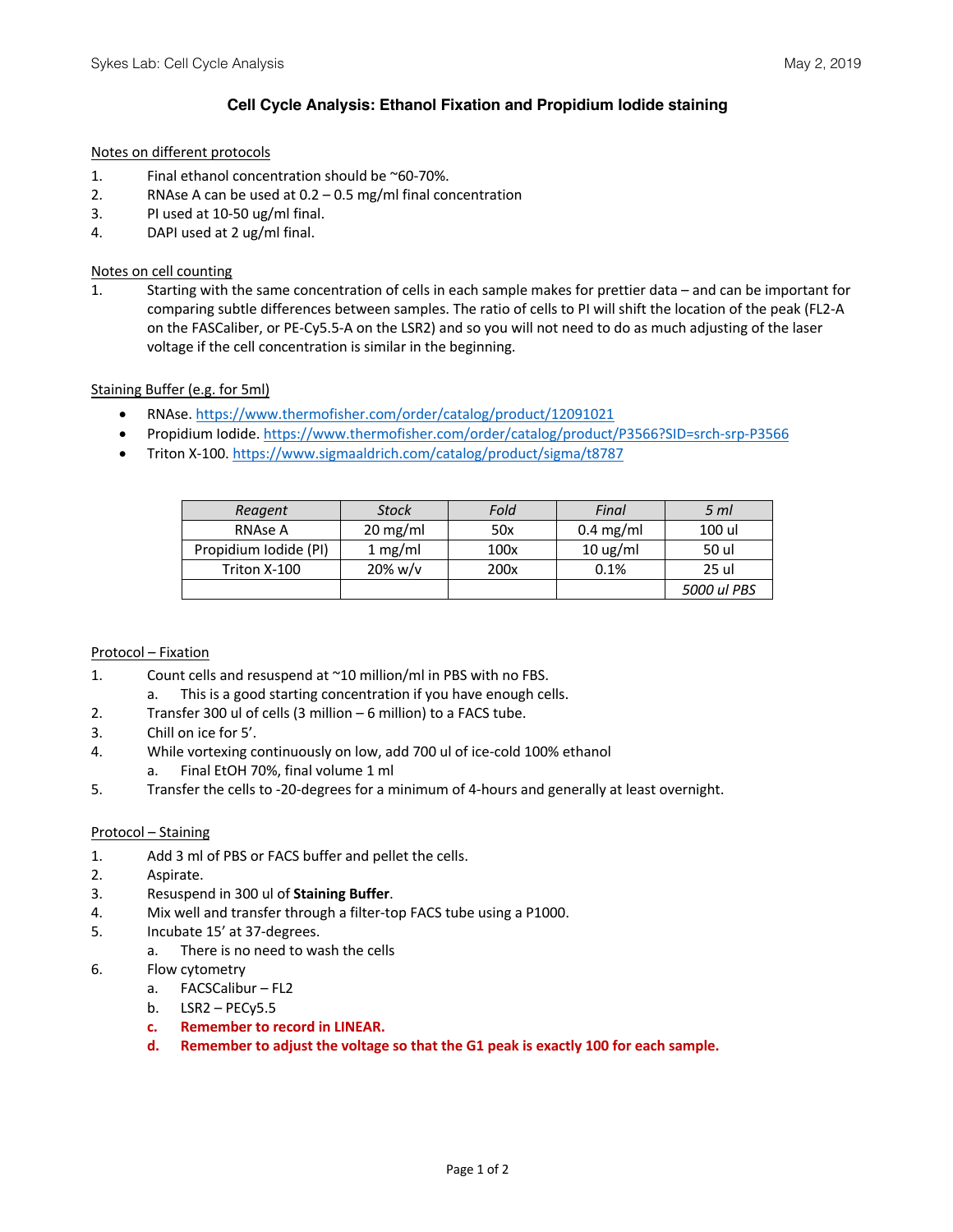# Cell Cycle Analysis: Ethanol Fixation and Propidium Iodide staining

<u>Notes on different protocols</u>

1. Final ethanol concentration should be ~60-70%.
2. RNAse A can be used at 0.2 – 0.5 mg/ml final concentration
3. PI used at 10-50 ug/ml final.
4. DAPI used at 2 ug/ml final.

<u>Notes on cell counting</u>

1. Starting with the same concentration of cells in each sample makes for prettier data – and can be important for comparing subtle differences between samples. The ratio of cells to PI will shift the location of the peak (FL2-A on the FASCaliber, or PE-Cy5.5-A on the LSR2) and so you will not need to do as much adjusting of the laser voltage if the cell concentration is similar in the beginning.

<u>Staining Buffer (e.g. for 5ml)</u>

- RNAse. https://www.thermofisher.com/order/catalog/product/12091021
- Propidium Iodide. https://www.thermofisher.com/order/catalog/product/P3566?SID=srch-srp-P3566
- Triton X-100. https://www.sigmaaldrich.com/catalog/product/sigma/t8787

| *Reagent* | *Stock* | *Fold* | *Final* | *5 ml* |
|---|---|---|---|---|
| RNAse A | 20 mg/ml | 50x | 0.4 mg/ml | 100 ul |
| Propidium Iodide (PI) | 1 mg/ml | 100x | 10 ug/ml | 50 ul |
| Triton X-100 | 20% w/v | 200x | 0.1% | 25 ul |
| | | | | *5000 ul PBS* |

<u>Protocol – Fixation</u>

1. Count cells and resuspend at ~10 million/ml in PBS with no FBS.
   a. This is a good starting concentration if you have enough cells.
2. Transfer 300 ul of cells (3 million – 6 million) to a FACS tube.
3. Chill on ice for 5'.
4. While vortexing continuously on low, add 700 ul of ice-cold 100% ethanol
   a. Final EtOH 70%, final volume 1 ml
5. Transfer the cells to -20-degrees for a minimum of 4-hours and generally at least overnight.

<u>Protocol – Staining</u>

1. Add 3 ml of PBS or FACS buffer and pellet the cells.
2. Aspirate.
3. Resuspend in 300 ul of **Staining Buffer**.
4. Mix well and transfer through a filter-top FACS tube using a P1000.
5. Incubate 15' at 37-degrees.
   a. There is no need to wash the cells
6. Flow cytometry
   a. FACSCalibur – FL2
   b. LSR2 – PECy5.5
   c. **Remember to record in LINEAR.**
   d. **Remember to adjust the voltage so that the G1 peak is exactly 100 for each sample.**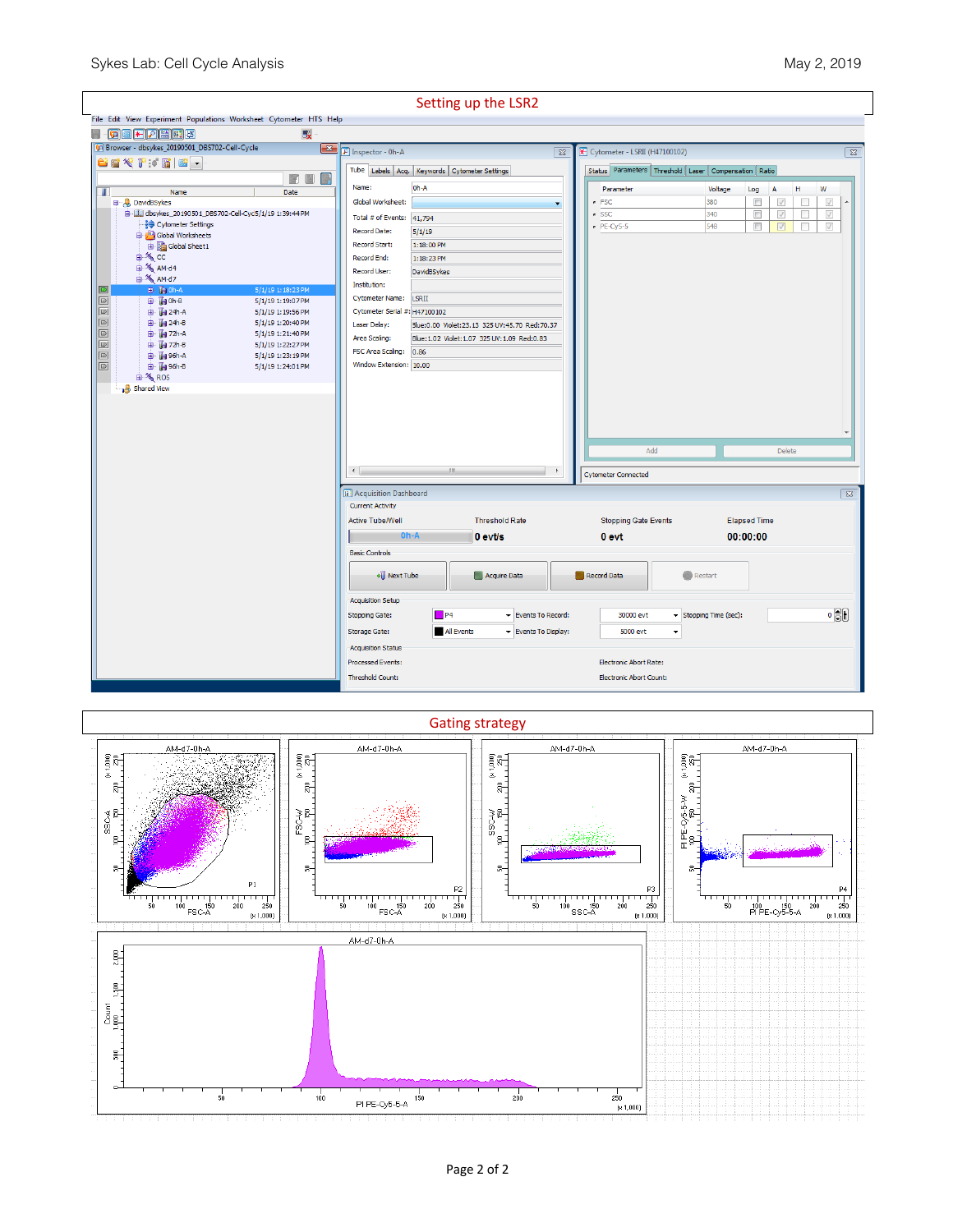## Setting up the LSR2

File Edit View Experiment Populations Worksheet Cytometer HTS Help

Browser - dbsykes_20190501_DBS702-Cell-Cycle

| Name | Date |
|---|---|
| DavidBSykes | |
| dbsykes_20190501_DBS702-Cell-Cyc | 5/1/19 1:39:44 PM |
| Cytometer Settings | |
| Global Worksheets | |
| Global Sheet1 | |
| CC | |
| AM-d4 | |
| AM-d7 | |
| 0h-A | 5/1/19 1:18:23 PM |
| 0h-B | 5/1/19 1:19:07 PM |
| 24h-A | 5/1/19 1:19:56 PM |
| 24h-B | 5/1/19 1:20:40 PM |
| 72h-A | 5/1/19 1:21:40 PM |
| 72h-B | 5/1/19 1:22:27 PM |
| 96h-A | 5/1/19 1:23:19 PM |
| 96h-B | 5/1/19 1:24:01 PM |
| ROS | |
| Shared View | |

Inspector - 0h-A

Tube | Labels | Acq. | Keywords | Cytometer Settings

| | |
|---|---|
| Name: | 0h-A |
| Global Worksheet: | |
| Total # of Events: | 41,794 |
| Record Date: | 5/1/19 |
| Record Start: | 1:18:00 PM |
| Record End: | 1:18:23 PM |
| Record User: | DavidBSykes |
| Institution: | |
| Cytometer Name: | LSRII |
| Cytometer Serial #: | H47100102 |
| Laser Delay: | Blue:0.00 Violet:23.13 325 UV:45.70 Red:70.37 |
| Area Scaling: | Blue:1.02 Violet:1.07 325 UV:1.09 Red:0.83 |
| FSC Area Scaling: | 0.86 |
| Window Extension: | 10.00 |

Cytometer - LSRII (H47100102)

Status | Parameters | Threshold | Laser | Compensation | Ratio

| Parameter | Voltage | Log | A | H | W |
|---|---|---|---|---|---|
| FSC | 380 | ☐ | ☑ | ☐ | ☑ |
| SSC | 340 | ☐ | ☑ | ☐ | ☑ |
| PE-Cy5-5 | 548 | ☐ | ☑ | ☐ | ☑ |

Add | Delete

Cytometer Connected

Acquisition Dashboard

Current Activity

| Active Tube/Well | Threshold Rate | Stopping Gate Events | Elapsed Time |
|---|---|---|---|
| 0h-A | 0 evt/s | 0 evt | 00:00:00 |

Basic Controls

Next Tube | Acquire Data | Record Data | Restart

Acquisition Setup

Stopping Gate: P4 | Events To Record: 30000 evt | Stopping Time (sec): 0

Storage Gate: All Events | Events To Display: 5000 evt

Acquisition Status

Processed Events: | Electronic Abort Rate:

Threshold Count: | Electronic Abort Count:

## Gating strategy

AM-d7-0h-A
SSC-A (x 1,000)
FSC-A (x 1,000)
P1

AM-d7-0h-A
FSC-W (x 1,000)
FSC-A (x 1,000)
P2

AM-d7-0h-A
SSC-W (x 1,000)
SSC-A (x 1,000)
P3

AM-d7-0h-A
PI PE-Cy5-5-W (x 1,000)
PI PE-Cy5-5-A (x 1,000)
P4

AM-d7-0h-A
Count
PI PE-Cy5-5-A (x 1,000)